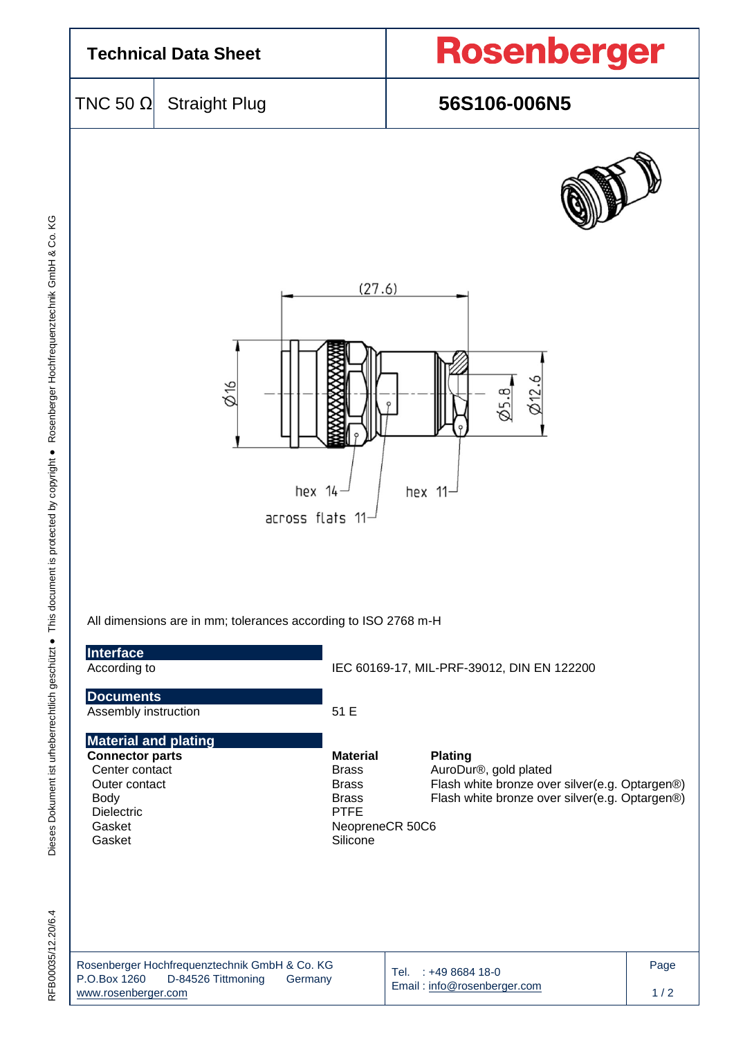# Technical Data Sheet

**Rosenberger**

| TNC 50 Ω | Straight Plug | **56S106-006N5** |
|---|---|---|

(27.6)

Ø16

Ø5.8

Ø12.6

hex 14

hex 11

across flats 11

All dimensions are in mm; tolerances according to ISO 2768 m-H

## Interface

| | |
|---|---|
| According to | IEC 60169-17, MIL-PRF-39012, DIN EN 122200 |

## Documents

| | |
|---|---|
| Assembly instruction | 51 E |

## Material and plating

| **Connector parts** | **Material** | **Plating** |
|---|---|---|
| Center contact | Brass | AuroDur®, gold plated |
| Outer contact | Brass | Flash white bronze over silver(e.g. Optargen®) |
| Body | Brass | Flash white bronze over silver(e.g. Optargen®) |
| Dielectric | PTFE | |
| Gasket | NeopreneCR 50C6 | |
| Gasket | Silicone | |

Rosenberger Hochfrequenztechnik GmbH & Co. KG
P.O.Box 1260 D-84526 Tittmoning Germany
www.rosenberger.com

Tel. : +49 8684 18-0
Email : info@rosenberger.com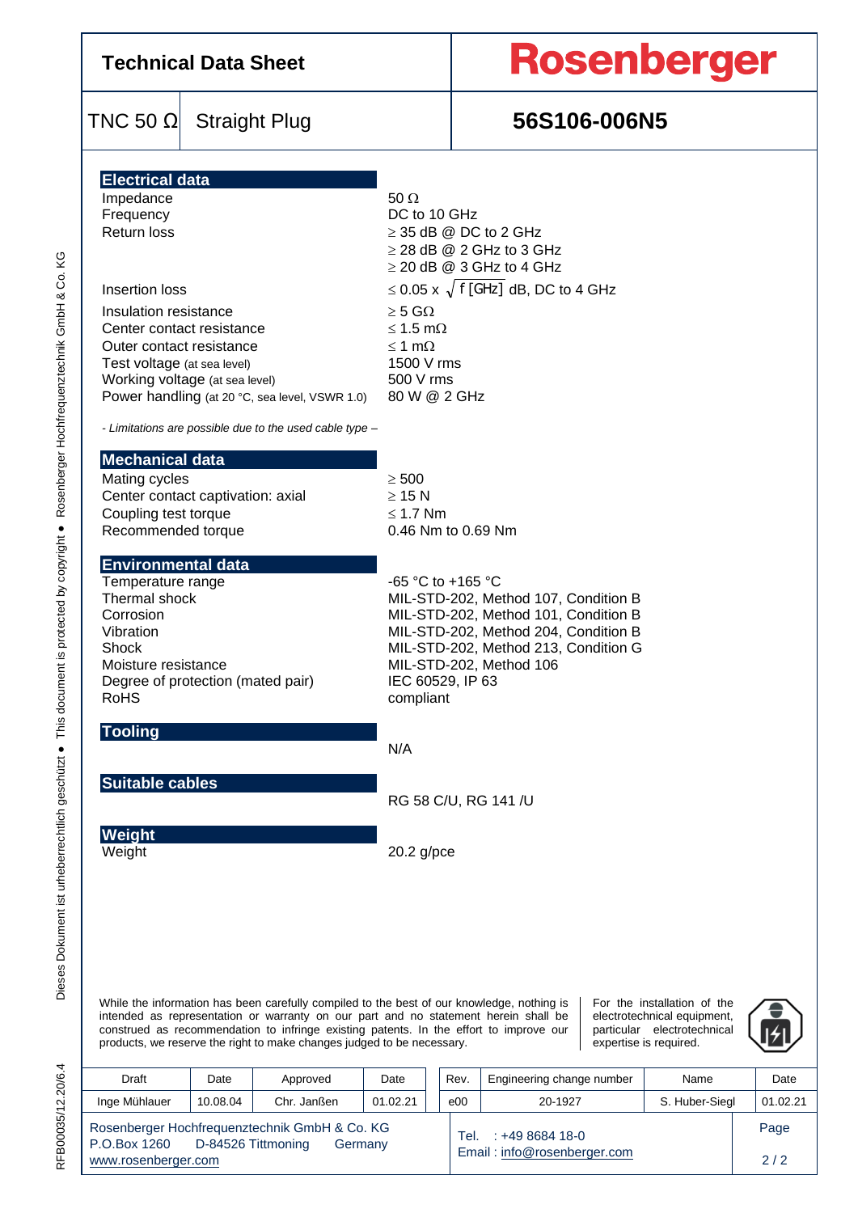# Technical Data Sheet

**Rosenberger**

TNC 50 Ω | Straight Plug | **56S106-006N5**

## Electrical data

| | |
|---|---|
| Impedance | 50 Ω |
| Frequency | DC to 10 GHz |
| Return loss | ≥ 35 dB @ DC to 2 GHz |
| | ≥ 28 dB @ 2 GHz to 3 GHz |
| | ≥ 20 dB @ 3 GHz to 4 GHz |
| Insertion loss | ≤ 0.05 x $\sqrt{f\,[\text{GHz}]}$ dB, DC to 4 GHz |
| Insulation resistance | ≥ 5 GΩ |
| Center contact resistance | ≤ 1.5 mΩ |
| Outer contact resistance | ≤ 1 mΩ |
| Test voltage (at sea level) | 1500 V rms |
| Working voltage (at sea level) | 500 V rms |
| Power handling (at 20 °C, sea level, VSWR 1.0) | 80 W @ 2 GHz |

*- Limitations are possible due to the used cable type –*

## Mechanical data

| | |
|---|---|
| Mating cycles | ≥ 500 |
| Center contact captivation: axial | ≥ 15 N |
| Coupling test torque | ≤ 1.7 Nm |
| Recommended torque | 0.46 Nm to 0.69 Nm |

## Environmental data

| | |
|---|---|
| Temperature range | -65 °C to +165 °C |
| Thermal shock | MIL-STD-202, Method 107, Condition B |
| Corrosion | MIL-STD-202, Method 101, Condition B |
| Vibration | MIL-STD-202, Method 204, Condition B |
| Shock | MIL-STD-202, Method 213, Condition G |
| Moisture resistance | MIL-STD-202, Method 106 |
| Degree of protection (mated pair) | IEC 60529, IP 63 |
| RoHS | compliant |

## Tooling

N/A

## Suitable cables

RG 58 C/U, RG 141 /U

## Weight

| | |
|---|---|
| Weight | 20.2 g/pce |

While the information has been carefully compiled to the best of our knowledge, nothing is intended as representation or warranty on our part and no statement herein shall be construed as recommendation to infringe existing patents. In the effort to improve our products, we reserve the right to make changes judged to be necessary.

For the installation of the electrotechnical equipment, particular electrotechnical expertise is required.

| Draft | Date | Approved | Date | Rev. | Engineering change number | Name | Date |
|---|---|---|---|---|---|---|---|
| Inge Mühlauer | 10.08.04 | Chr. Janßen | 01.02.21 | e00 | 20-1927 | S. Huber-Siegl | 01.02.21 |

Rosenberger Hochfrequenztechnik GmbH & Co. KG
P.O.Box 1260 D-84526 Tittmoning Germany
www.rosenberger.com

Tel. : +49 8684 18-0
Email : info@rosenberger.com

RFB00035/12.20/6.4

Dieses Dokument ist urheberrechtlich geschützt ● This document is protected by copyright ● Rosenberger Hochfrequenztechnik GmbH & Co. KG